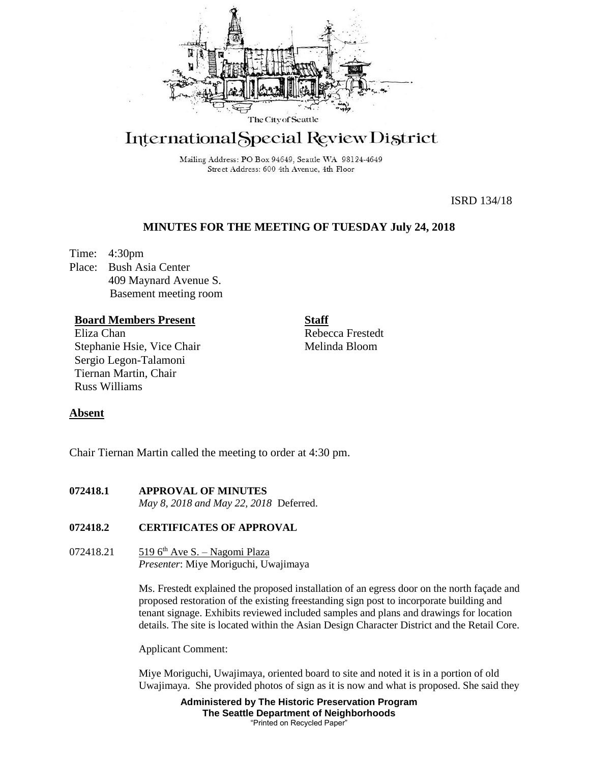The City of Seattle

# International Special Review District

Mailing Address: PO Box 94649, Seattle WA 98124-4649
Street Address: 600 4th Avenue, 4th Floor

ISRD 134/18

## MINUTES FOR THE MEETING OF TUESDAY July 24, 2018

Time: 4:30pm
Place: Bush Asia Center
409 Maynard Avenue S.
Basement meeting room

**Board Members Present**
Eliza Chan
Stephanie Hsie, Vice Chair
Sergio Legon-Talamoni
Tiernan Martin, Chair
Russ Williams

**Staff**
Rebecca Frestedt
Melinda Bloom

**Absent**

Chair Tiernan Martin called the meeting to order at 4:30 pm.

**072418.1 APPROVAL OF MINUTES**
*May 8, 2018 and May 22, 2018* Deferred.

**072418.2 CERTIFICATES OF APPROVAL**

072418.21 519 6th Ave S. – Nagomi Plaza
*Presenter*: Miye Moriguchi, Uwajimaya

Ms. Frestedt explained the proposed installation of an egress door on the north façade and proposed restoration of the existing freestanding sign post to incorporate building and tenant signage. Exhibits reviewed included samples and plans and drawings for location details. The site is located within the Asian Design Character District and the Retail Core.

Applicant Comment:

Miye Moriguchi, Uwajimaya, oriented board to site and noted it is in a portion of old Uwajimaya. She provided photos of sign as it is now and what is proposed. She said they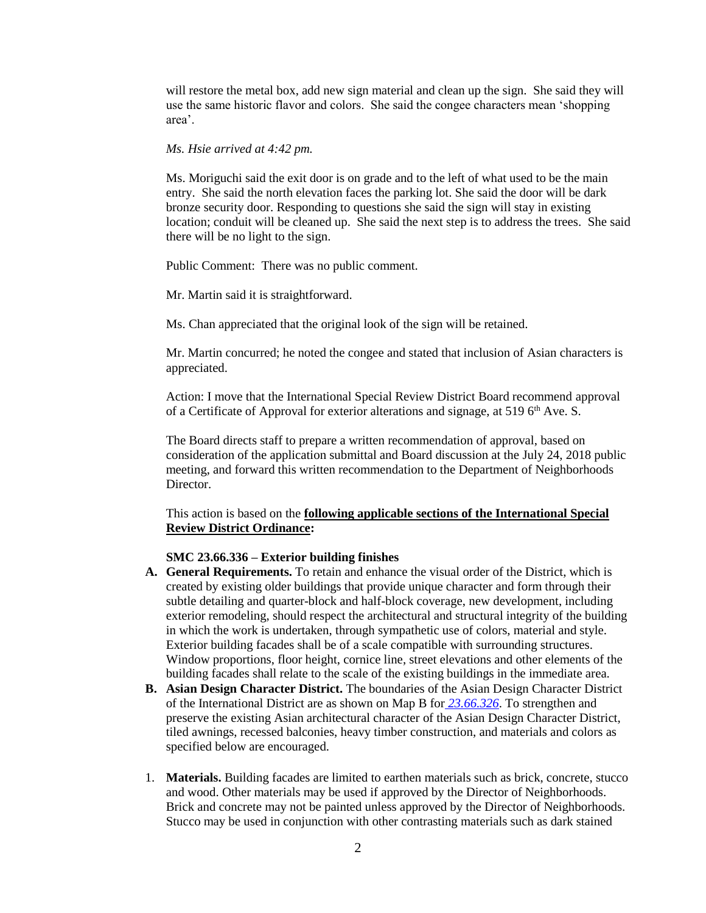will restore the metal box, add new sign material and clean up the sign. She said they will use the same historic flavor and colors. She said the congee characters mean 'shopping area'.

*Ms. Hsie arrived at 4:42 pm.*

Ms. Moriguchi said the exit door is on grade and to the left of what used to be the main entry. She said the north elevation faces the parking lot. She said the door will be dark bronze security door. Responding to questions she said the sign will stay in existing location; conduit will be cleaned up. She said the next step is to address the trees. She said there will be no light to the sign.

Public Comment: There was no public comment.

Mr. Martin said it is straightforward.

Ms. Chan appreciated that the original look of the sign will be retained.

Mr. Martin concurred; he noted the congee and stated that inclusion of Asian characters is appreciated.

Action: I move that the International Special Review District Board recommend approval of a Certificate of Approval for exterior alterations and signage, at 519 6th Ave. S.

The Board directs staff to prepare a written recommendation of approval, based on consideration of the application submittal and Board discussion at the July 24, 2018 public meeting, and forward this written recommendation to the Department of Neighborhoods Director.

This action is based on the **following applicable sections of the International Special Review District Ordinance:**

**SMC 23.66.336 – Exterior building finishes**

**A. General Requirements.** To retain and enhance the visual order of the District, which is created by existing older buildings that provide unique character and form through their subtle detailing and quarter-block and half-block coverage, new development, including exterior remodeling, should respect the architectural and structural integrity of the building in which the work is undertaken, through sympathetic use of colors, material and style. Exterior building facades shall be of a scale compatible with surrounding structures. Window proportions, floor height, cornice line, street elevations and other elements of the building facades shall relate to the scale of the existing buildings in the immediate area.

**B. Asian Design Character District.** The boundaries of the Asian Design Character District of the International District are as shown on Map B for *23.66.326*. To strengthen and preserve the existing Asian architectural character of the Asian Design Character District, tiled awnings, recessed balconies, heavy timber construction, and materials and colors as specified below are encouraged.

1. **Materials.** Building facades are limited to earthen materials such as brick, concrete, stucco and wood. Other materials may be used if approved by the Director of Neighborhoods. Brick and concrete may not be painted unless approved by the Director of Neighborhoods. Stucco may be used in conjunction with other contrasting materials such as dark stained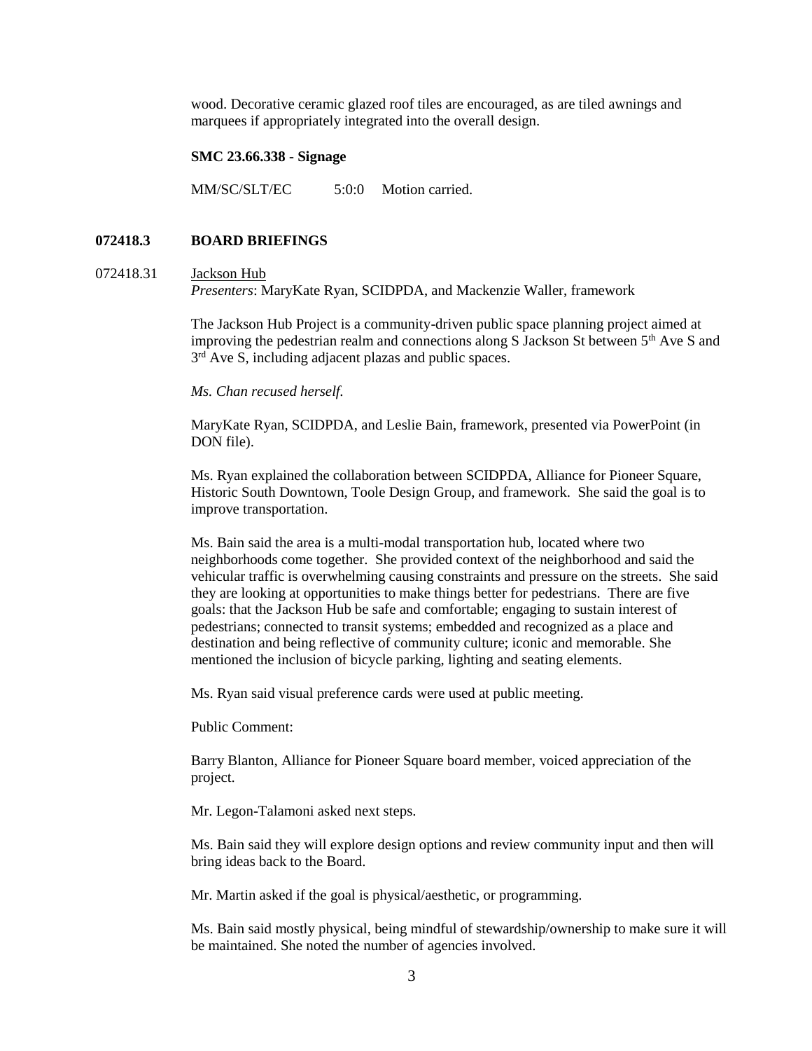wood. Decorative ceramic glazed roof tiles are encouraged, as are tiled awnings and marquees if appropriately integrated into the overall design.

**SMC 23.66.338 - Signage**

MM/SC/SLT/EC 5:0:0 Motion carried.

## 072418.3 BOARD BRIEFINGS

072418.31 Jackson Hub

*Presenters*: MaryKate Ryan, SCIDPDA, and Mackenzie Waller, framework

The Jackson Hub Project is a community-driven public space planning project aimed at improving the pedestrian realm and connections along S Jackson St between 5th Ave S and 3rd Ave S, including adjacent plazas and public spaces.

*Ms. Chan recused herself.*

MaryKate Ryan, SCIDPDA, and Leslie Bain, framework, presented via PowerPoint (in DON file).

Ms. Ryan explained the collaboration between SCIDPDA, Alliance for Pioneer Square, Historic South Downtown, Toole Design Group, and framework. She said the goal is to improve transportation.

Ms. Bain said the area is a multi-modal transportation hub, located where two neighborhoods come together. She provided context of the neighborhood and said the vehicular traffic is overwhelming causing constraints and pressure on the streets. She said they are looking at opportunities to make things better for pedestrians. There are five goals: that the Jackson Hub be safe and comfortable; engaging to sustain interest of pedestrians; connected to transit systems; embedded and recognized as a place and destination and being reflective of community culture; iconic and memorable. She mentioned the inclusion of bicycle parking, lighting and seating elements.

Ms. Ryan said visual preference cards were used at public meeting.

Public Comment:

Barry Blanton, Alliance for Pioneer Square board member, voiced appreciation of the project.

Mr. Legon-Talamoni asked next steps.

Ms. Bain said they will explore design options and review community input and then will bring ideas back to the Board.

Mr. Martin asked if the goal is physical/aesthetic, or programming.

Ms. Bain said mostly physical, being mindful of stewardship/ownership to make sure it will be maintained. She noted the number of agencies involved.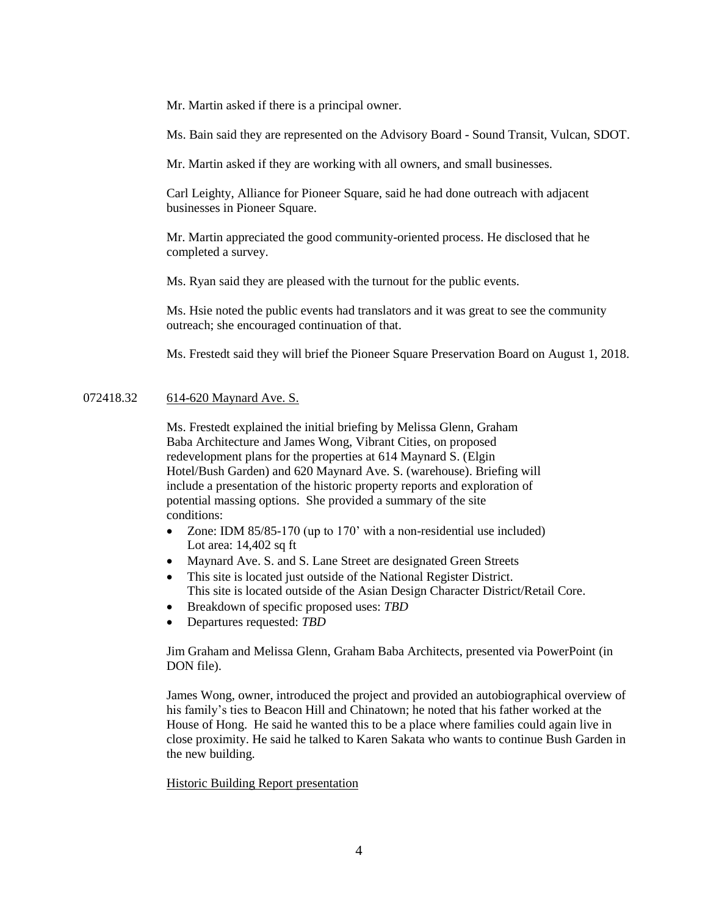Mr. Martin asked if there is a principal owner.

Ms. Bain said they are represented on the Advisory Board - Sound Transit, Vulcan, SDOT.

Mr. Martin asked if they are working with all owners, and small businesses.

Carl Leighty, Alliance for Pioneer Square, said he had done outreach with adjacent businesses in Pioneer Square.

Mr. Martin appreciated the good community-oriented process. He disclosed that he completed a survey.

Ms. Ryan said they are pleased with the turnout for the public events.

Ms. Hsie noted the public events had translators and it was great to see the community outreach; she encouraged continuation of that.

Ms. Frestedt said they will brief the Pioneer Square Preservation Board on August 1, 2018.

072418.32 614-620 Maynard Ave. S.

Ms. Frestedt explained the initial briefing by Melissa Glenn, Graham Baba Architecture and James Wong, Vibrant Cities, on proposed redevelopment plans for the properties at 614 Maynard S. (Elgin Hotel/Bush Garden) and 620 Maynard Ave. S. (warehouse). Briefing will include a presentation of the historic property reports and exploration of potential massing options. She provided a summary of the site conditions:

- Zone: IDM 85/85-170 (up to 170' with a non-residential use included)
  Lot area: 14,402 sq ft
- Maynard Ave. S. and S. Lane Street are designated Green Streets
- This site is located just outside of the National Register District.
  This site is located outside of the Asian Design Character District/Retail Core.
- Breakdown of specific proposed uses: *TBD*
- Departures requested: *TBD*

Jim Graham and Melissa Glenn, Graham Baba Architects, presented via PowerPoint (in DON file).

James Wong, owner, introduced the project and provided an autobiographical overview of his family's ties to Beacon Hill and Chinatown; he noted that his father worked at the House of Hong. He said he wanted this to be a place where families could again live in close proximity. He said he talked to Karen Sakata who wants to continue Bush Garden in the new building.

Historic Building Report presentation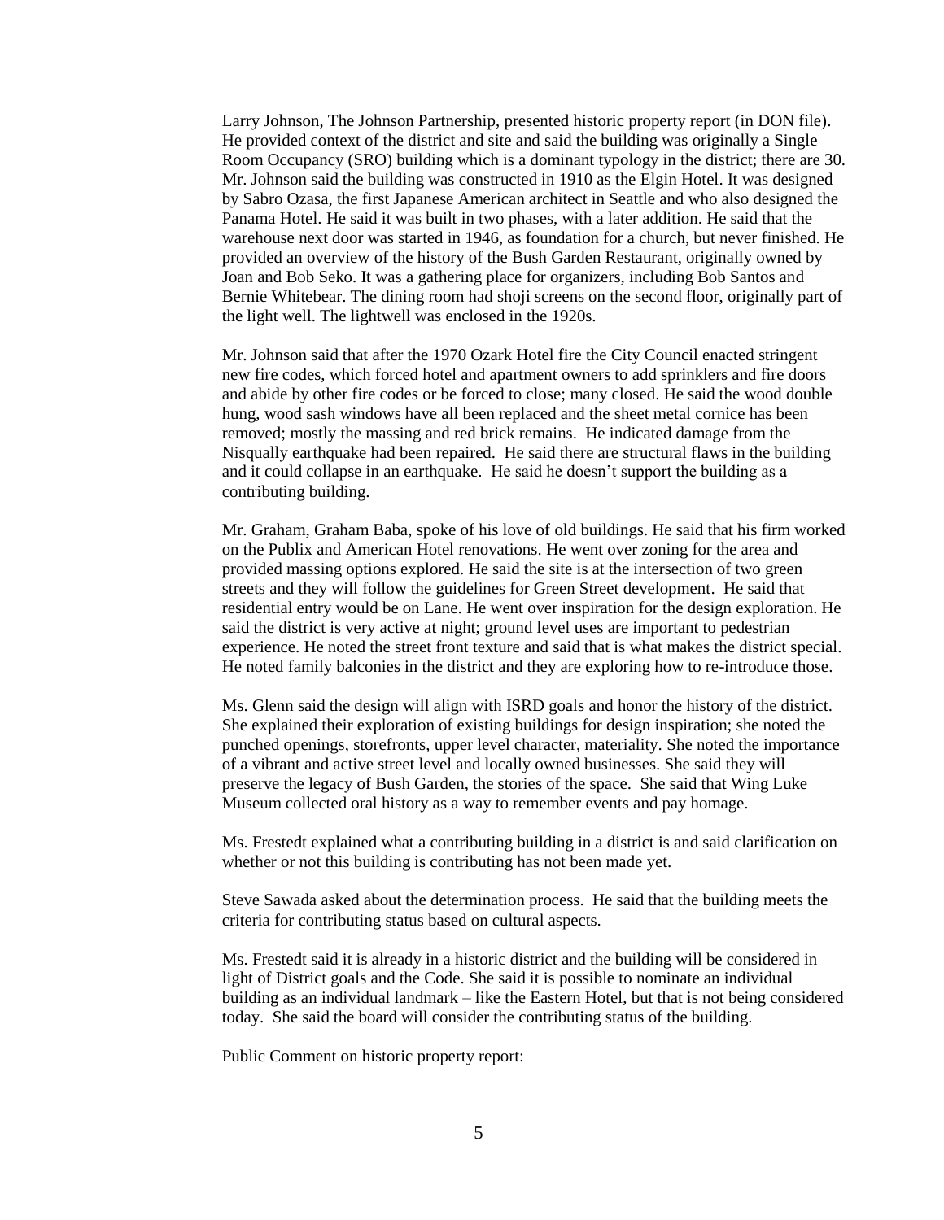Larry Johnson, The Johnson Partnership, presented historic property report (in DON file). He provided context of the district and site and said the building was originally a Single Room Occupancy (SRO) building which is a dominant typology in the district; there are 30. Mr. Johnson said the building was constructed in 1910 as the Elgin Hotel. It was designed by Sabro Ozasa, the first Japanese American architect in Seattle and who also designed the Panama Hotel. He said it was built in two phases, with a later addition. He said that the warehouse next door was started in 1946, as foundation for a church, but never finished. He provided an overview of the history of the Bush Garden Restaurant, originally owned by Joan and Bob Seko. It was a gathering place for organizers, including Bob Santos and Bernie Whitebear. The dining room had shoji screens on the second floor, originally part of the light well. The lightwell was enclosed in the 1920s.

Mr. Johnson said that after the 1970 Ozark Hotel fire the City Council enacted stringent new fire codes, which forced hotel and apartment owners to add sprinklers and fire doors and abide by other fire codes or be forced to close; many closed. He said the wood double hung, wood sash windows have all been replaced and the sheet metal cornice has been removed; mostly the massing and red brick remains. He indicated damage from the Nisqually earthquake had been repaired. He said there are structural flaws in the building and it could collapse in an earthquake. He said he doesn't support the building as a contributing building.

Mr. Graham, Graham Baba, spoke of his love of old buildings. He said that his firm worked on the Publix and American Hotel renovations. He went over zoning for the area and provided massing options explored. He said the site is at the intersection of two green streets and they will follow the guidelines for Green Street development. He said that residential entry would be on Lane. He went over inspiration for the design exploration. He said the district is very active at night; ground level uses are important to pedestrian experience. He noted the street front texture and said that is what makes the district special. He noted family balconies in the district and they are exploring how to re-introduce those.

Ms. Glenn said the design will align with ISRD goals and honor the history of the district. She explained their exploration of existing buildings for design inspiration; she noted the punched openings, storefronts, upper level character, materiality. She noted the importance of a vibrant and active street level and locally owned businesses. She said they will preserve the legacy of Bush Garden, the stories of the space. She said that Wing Luke Museum collected oral history as a way to remember events and pay homage.

Ms. Frestedt explained what a contributing building in a district is and said clarification on whether or not this building is contributing has not been made yet.

Steve Sawada asked about the determination process. He said that the building meets the criteria for contributing status based on cultural aspects.

Ms. Frestedt said it is already in a historic district and the building will be considered in light of District goals and the Code. She said it is possible to nominate an individual building as an individual landmark – like the Eastern Hotel, but that is not being considered today. She said the board will consider the contributing status of the building.

Public Comment on historic property report: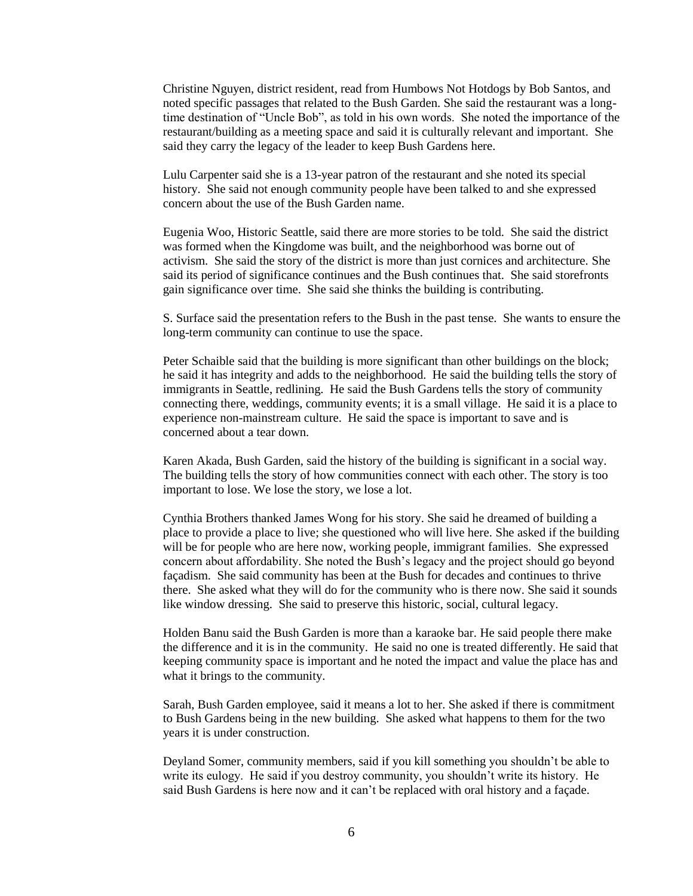Christine Nguyen, district resident, read from Humbows Not Hotdogs by Bob Santos, and noted specific passages that related to the Bush Garden. She said the restaurant was a long-time destination of "Uncle Bob", as told in his own words. She noted the importance of the restaurant/building as a meeting space and said it is culturally relevant and important. She said they carry the legacy of the leader to keep Bush Gardens here.

Lulu Carpenter said she is a 13-year patron of the restaurant and she noted its special history. She said not enough community people have been talked to and she expressed concern about the use of the Bush Garden name.

Eugenia Woo, Historic Seattle, said there are more stories to be told. She said the district was formed when the Kingdome was built, and the neighborhood was borne out of activism. She said the story of the district is more than just cornices and architecture. She said its period of significance continues and the Bush continues that. She said storefronts gain significance over time. She said she thinks the building is contributing.

S. Surface said the presentation refers to the Bush in the past tense. She wants to ensure the long-term community can continue to use the space.

Peter Schaible said that the building is more significant than other buildings on the block; he said it has integrity and adds to the neighborhood. He said the building tells the story of immigrants in Seattle, redlining. He said the Bush Gardens tells the story of community connecting there, weddings, community events; it is a small village. He said it is a place to experience non-mainstream culture. He said the space is important to save and is concerned about a tear down.

Karen Akada, Bush Garden, said the history of the building is significant in a social way. The building tells the story of how communities connect with each other. The story is too important to lose. We lose the story, we lose a lot.

Cynthia Brothers thanked James Wong for his story. She said he dreamed of building a place to provide a place to live; she questioned who will live here. She asked if the building will be for people who are here now, working people, immigrant families. She expressed concern about affordability. She noted the Bush's legacy and the project should go beyond façadism. She said community has been at the Bush for decades and continues to thrive there. She asked what they will do for the community who is there now. She said it sounds like window dressing. She said to preserve this historic, social, cultural legacy.

Holden Banu said the Bush Garden is more than a karaoke bar. He said people there make the difference and it is in the community. He said no one is treated differently. He said that keeping community space is important and he noted the impact and value the place has and what it brings to the community.

Sarah, Bush Garden employee, said it means a lot to her. She asked if there is commitment to Bush Gardens being in the new building. She asked what happens to them for the two years it is under construction.

Deyland Somer, community members, said if you kill something you shouldn't be able to write its eulogy. He said if you destroy community, you shouldn't write its history. He said Bush Gardens is here now and it can't be replaced with oral history and a façade.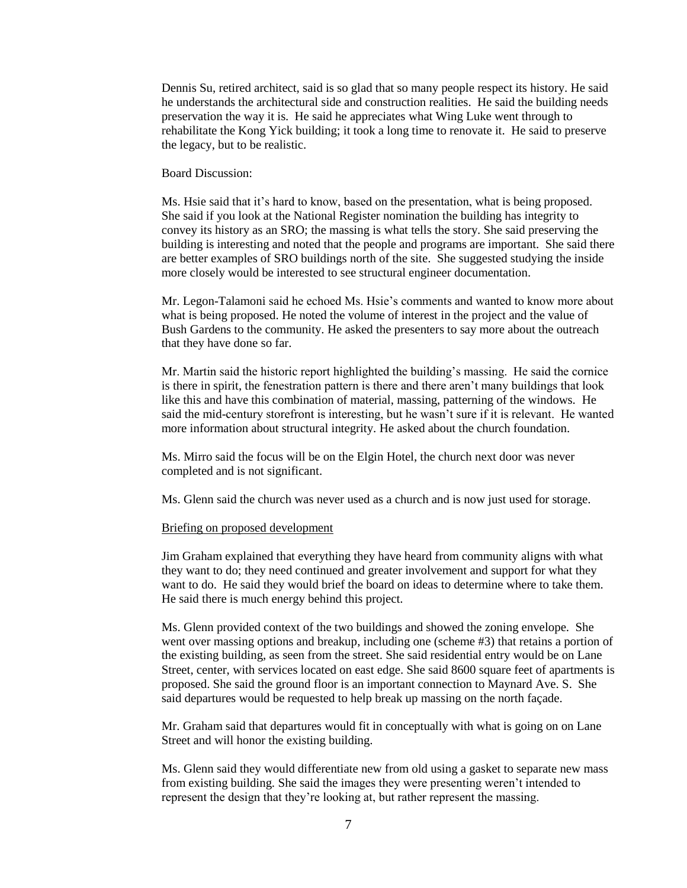Dennis Su, retired architect, said is so glad that so many people respect its history. He said he understands the architectural side and construction realities. He said the building needs preservation the way it is. He said he appreciates what Wing Luke went through to rehabilitate the Kong Yick building; it took a long time to renovate it. He said to preserve the legacy, but to be realistic.

Board Discussion:

Ms. Hsie said that it's hard to know, based on the presentation, what is being proposed. She said if you look at the National Register nomination the building has integrity to convey its history as an SRO; the massing is what tells the story. She said preserving the building is interesting and noted that the people and programs are important. She said there are better examples of SRO buildings north of the site. She suggested studying the inside more closely would be interested to see structural engineer documentation.

Mr. Legon-Talamoni said he echoed Ms. Hsie's comments and wanted to know more about what is being proposed. He noted the volume of interest in the project and the value of Bush Gardens to the community. He asked the presenters to say more about the outreach that they have done so far.

Mr. Martin said the historic report highlighted the building's massing. He said the cornice is there in spirit, the fenestration pattern is there and there aren't many buildings that look like this and have this combination of material, massing, patterning of the windows. He said the mid-century storefront is interesting, but he wasn't sure if it is relevant. He wanted more information about structural integrity. He asked about the church foundation.

Ms. Mirro said the focus will be on the Elgin Hotel, the church next door was never completed and is not significant.

Ms. Glenn said the church was never used as a church and is now just used for storage.

Briefing on proposed development

Jim Graham explained that everything they have heard from community aligns with what they want to do; they need continued and greater involvement and support for what they want to do. He said they would brief the board on ideas to determine where to take them. He said there is much energy behind this project.

Ms. Glenn provided context of the two buildings and showed the zoning envelope. She went over massing options and breakup, including one (scheme #3) that retains a portion of the existing building, as seen from the street. She said residential entry would be on Lane Street, center, with services located on east edge. She said 8600 square feet of apartments is proposed. She said the ground floor is an important connection to Maynard Ave. S. She said departures would be requested to help break up massing on the north façade.

Mr. Graham said that departures would fit in conceptually with what is going on on Lane Street and will honor the existing building.

Ms. Glenn said they would differentiate new from old using a gasket to separate new mass from existing building. She said the images they were presenting weren't intended to represent the design that they're looking at, but rather represent the massing.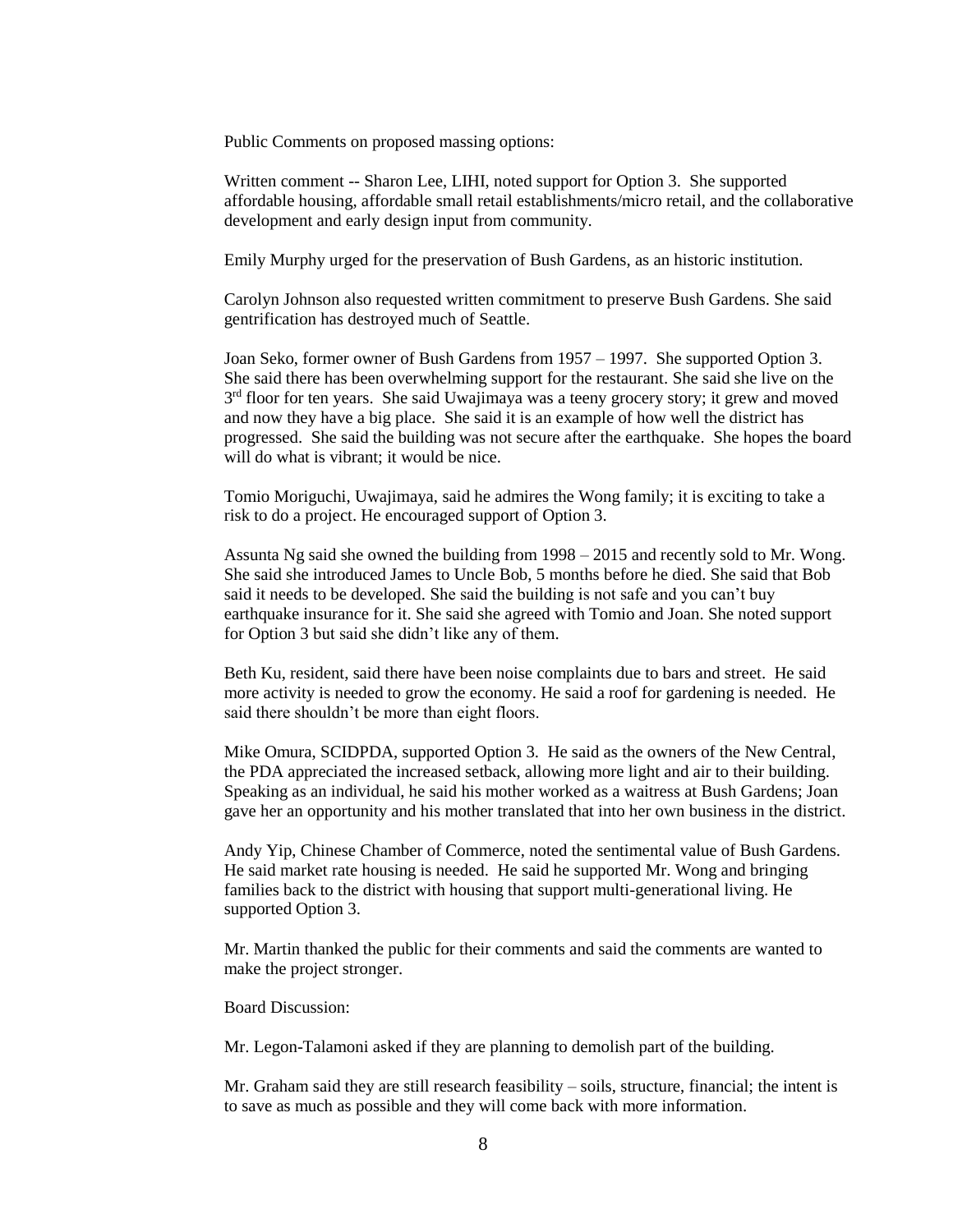Public Comments on proposed massing options:

Written comment -- Sharon Lee, LIHI, noted support for Option 3. She supported affordable housing, affordable small retail establishments/micro retail, and the collaborative development and early design input from community.

Emily Murphy urged for the preservation of Bush Gardens, as an historic institution.

Carolyn Johnson also requested written commitment to preserve Bush Gardens. She said gentrification has destroyed much of Seattle.

Joan Seko, former owner of Bush Gardens from 1957 – 1997. She supported Option 3. She said there has been overwhelming support for the restaurant. She said she live on the 3rd floor for ten years. She said Uwajimaya was a teeny grocery story; it grew and moved and now they have a big place. She said it is an example of how well the district has progressed. She said the building was not secure after the earthquake. She hopes the board will do what is vibrant; it would be nice.

Tomio Moriguchi, Uwajimaya, said he admires the Wong family; it is exciting to take a risk to do a project. He encouraged support of Option 3.

Assunta Ng said she owned the building from 1998 – 2015 and recently sold to Mr. Wong. She said she introduced James to Uncle Bob, 5 months before he died. She said that Bob said it needs to be developed. She said the building is not safe and you can't buy earthquake insurance for it. She said she agreed with Tomio and Joan. She noted support for Option 3 but said she didn't like any of them.

Beth Ku, resident, said there have been noise complaints due to bars and street. He said more activity is needed to grow the economy. He said a roof for gardening is needed. He said there shouldn't be more than eight floors.

Mike Omura, SCIDPDA, supported Option 3. He said as the owners of the New Central, the PDA appreciated the increased setback, allowing more light and air to their building. Speaking as an individual, he said his mother worked as a waitress at Bush Gardens; Joan gave her an opportunity and his mother translated that into her own business in the district.

Andy Yip, Chinese Chamber of Commerce, noted the sentimental value of Bush Gardens. He said market rate housing is needed. He said he supported Mr. Wong and bringing families back to the district with housing that support multi-generational living. He supported Option 3.

Mr. Martin thanked the public for their comments and said the comments are wanted to make the project stronger.

Board Discussion:

Mr. Legon-Talamoni asked if they are planning to demolish part of the building.

Mr. Graham said they are still research feasibility – soils, structure, financial; the intent is to save as much as possible and they will come back with more information.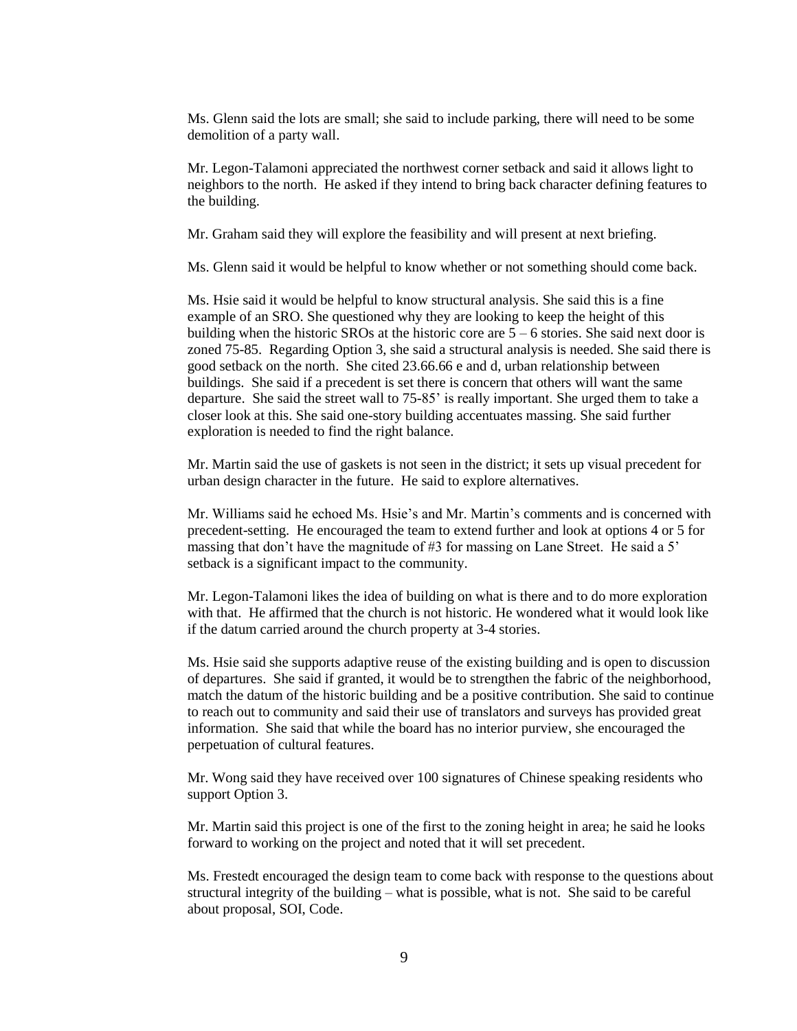Ms. Glenn said the lots are small; she said to include parking, there will need to be some demolition of a party wall.

Mr. Legon-Talamoni appreciated the northwest corner setback and said it allows light to neighbors to the north. He asked if they intend to bring back character defining features to the building.

Mr. Graham said they will explore the feasibility and will present at next briefing.

Ms. Glenn said it would be helpful to know whether or not something should come back.

Ms. Hsie said it would be helpful to know structural analysis. She said this is a fine example of an SRO. She questioned why they are looking to keep the height of this building when the historic SROs at the historic core are 5 – 6 stories. She said next door is zoned 75-85. Regarding Option 3, she said a structural analysis is needed. She said there is good setback on the north. She cited 23.66.66 e and d, urban relationship between buildings. She said if a precedent is set there is concern that others will want the same departure. She said the street wall to 75-85' is really important. She urged them to take a closer look at this. She said one-story building accentuates massing. She said further exploration is needed to find the right balance.

Mr. Martin said the use of gaskets is not seen in the district; it sets up visual precedent for urban design character in the future. He said to explore alternatives.

Mr. Williams said he echoed Ms. Hsie's and Mr. Martin's comments and is concerned with precedent-setting. He encouraged the team to extend further and look at options 4 or 5 for massing that don't have the magnitude of #3 for massing on Lane Street. He said a 5' setback is a significant impact to the community.

Mr. Legon-Talamoni likes the idea of building on what is there and to do more exploration with that. He affirmed that the church is not historic. He wondered what it would look like if the datum carried around the church property at 3-4 stories.

Ms. Hsie said she supports adaptive reuse of the existing building and is open to discussion of departures. She said if granted, it would be to strengthen the fabric of the neighborhood, match the datum of the historic building and be a positive contribution. She said to continue to reach out to community and said their use of translators and surveys has provided great information. She said that while the board has no interior purview, she encouraged the perpetuation of cultural features.

Mr. Wong said they have received over 100 signatures of Chinese speaking residents who support Option 3.

Mr. Martin said this project is one of the first to the zoning height in area; he said he looks forward to working on the project and noted that it will set precedent.

Ms. Frestedt encouraged the design team to come back with response to the questions about structural integrity of the building – what is possible, what is not. She said to be careful about proposal, SOI, Code.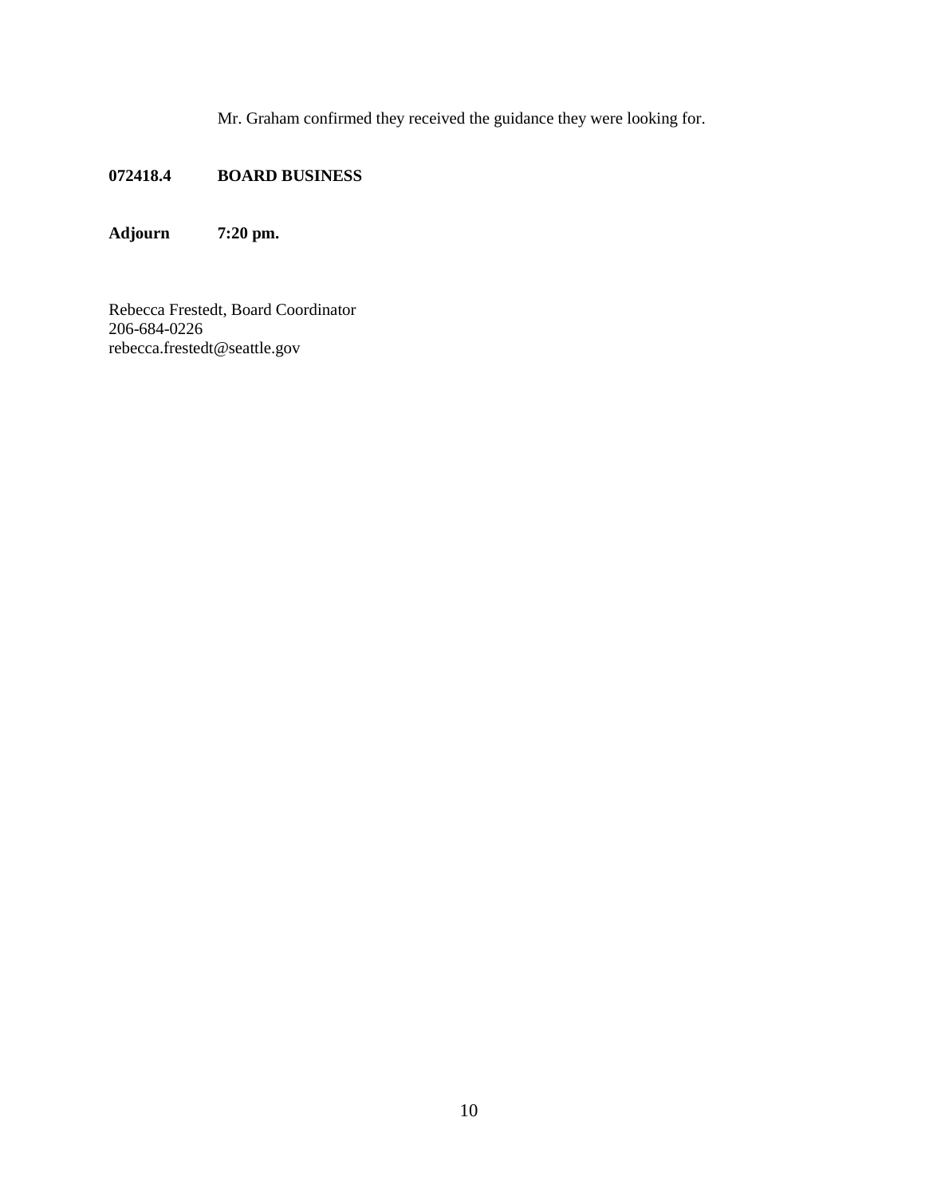Mr. Graham confirmed they received the guidance they were looking for.

**072418.4 BOARD BUSINESS**

**Adjourn 7:20 pm.**

Rebecca Frestedt, Board Coordinator
206-684-0226
rebecca.frestedt@seattle.gov